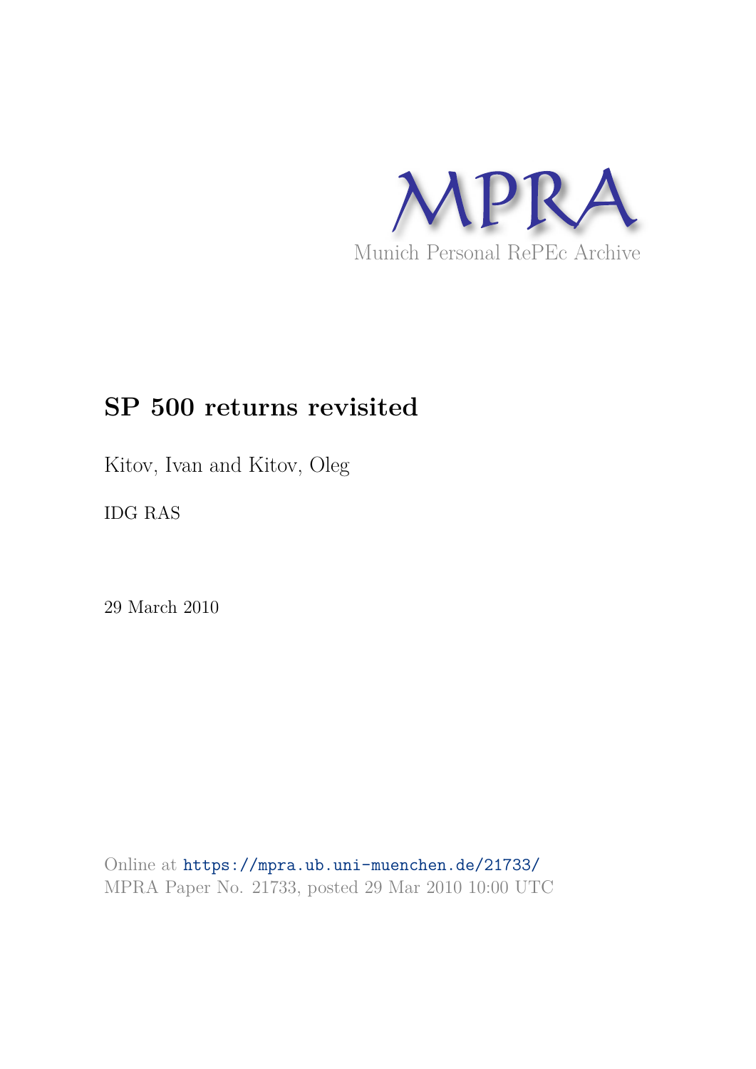# MPRA

Munich Personal RePEc Archive

## SP 500 returns revisited

Kitov, Ivan and Kitov, Oleg

IDG RAS

29 March 2010

Online at https://mpra.ub.uni-muenchen.de/21733/
MPRA Paper No. 21733, posted 29 Mar 2010 10:00 UTC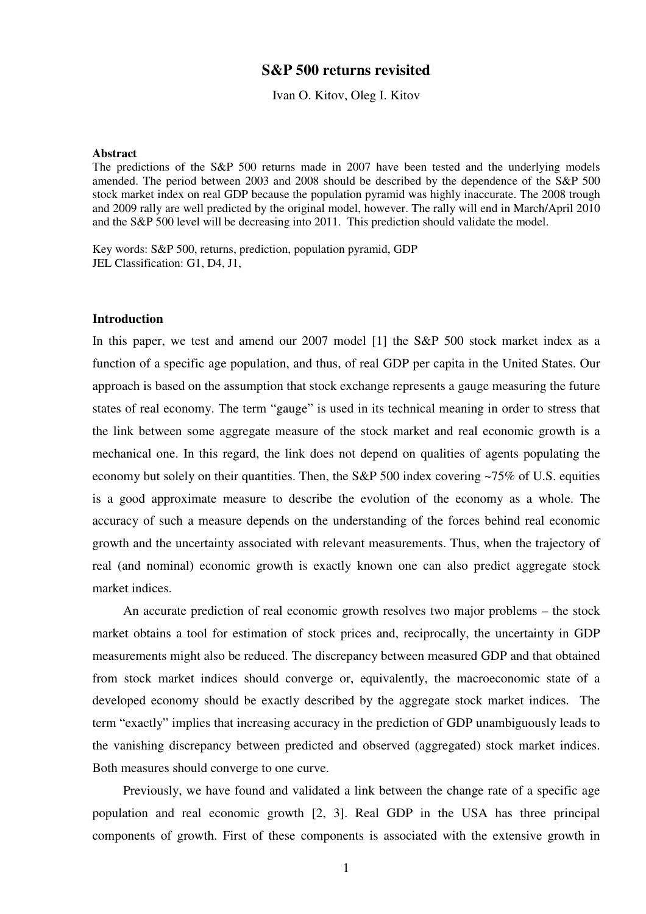# S&P 500 returns revisited

Ivan O. Kitov, Oleg I. Kitov

**Abstract**

The predictions of the S&P 500 returns made in 2007 have been tested and the underlying models amended. The period between 2003 and 2008 should be described by the dependence of the S&P 500 stock market index on real GDP because the population pyramid was highly inaccurate. The 2008 trough and 2009 rally are well predicted by the original model, however. The rally will end in March/April 2010 and the S&P 500 level will be decreasing into 2011. This prediction should validate the model.

Key words: S&P 500, returns, prediction, population pyramid, GDP
JEL Classification: G1, D4, J1,

## Introduction

In this paper, we test and amend our 2007 model [1] the S&P 500 stock market index as a function of a specific age population, and thus, of real GDP per capita in the United States. Our approach is based on the assumption that stock exchange represents a gauge measuring the future states of real economy. The term "gauge" is used in its technical meaning in order to stress that the link between some aggregate measure of the stock market and real economic growth is a mechanical one. In this regard, the link does not depend on qualities of agents populating the economy but solely on their quantities. Then, the S&P 500 index covering ~75% of U.S. equities is a good approximate measure to describe the evolution of the economy as a whole. The accuracy of such a measure depends on the understanding of the forces behind real economic growth and the uncertainty associated with relevant measurements. Thus, when the trajectory of real (and nominal) economic growth is exactly known one can also predict aggregate stock market indices.

An accurate prediction of real economic growth resolves two major problems – the stock market obtains a tool for estimation of stock prices and, reciprocally, the uncertainty in GDP measurements might also be reduced. The discrepancy between measured GDP and that obtained from stock market indices should converge or, equivalently, the macroeconomic state of a developed economy should be exactly described by the aggregate stock market indices. The term "exactly" implies that increasing accuracy in the prediction of GDP unambiguously leads to the vanishing discrepancy between predicted and observed (aggregated) stock market indices. Both measures should converge to one curve.

Previously, we have found and validated a link between the change rate of a specific age population and real economic growth [2, 3]. Real GDP in the USA has three principal components of growth. First of these components is associated with the extensive growth in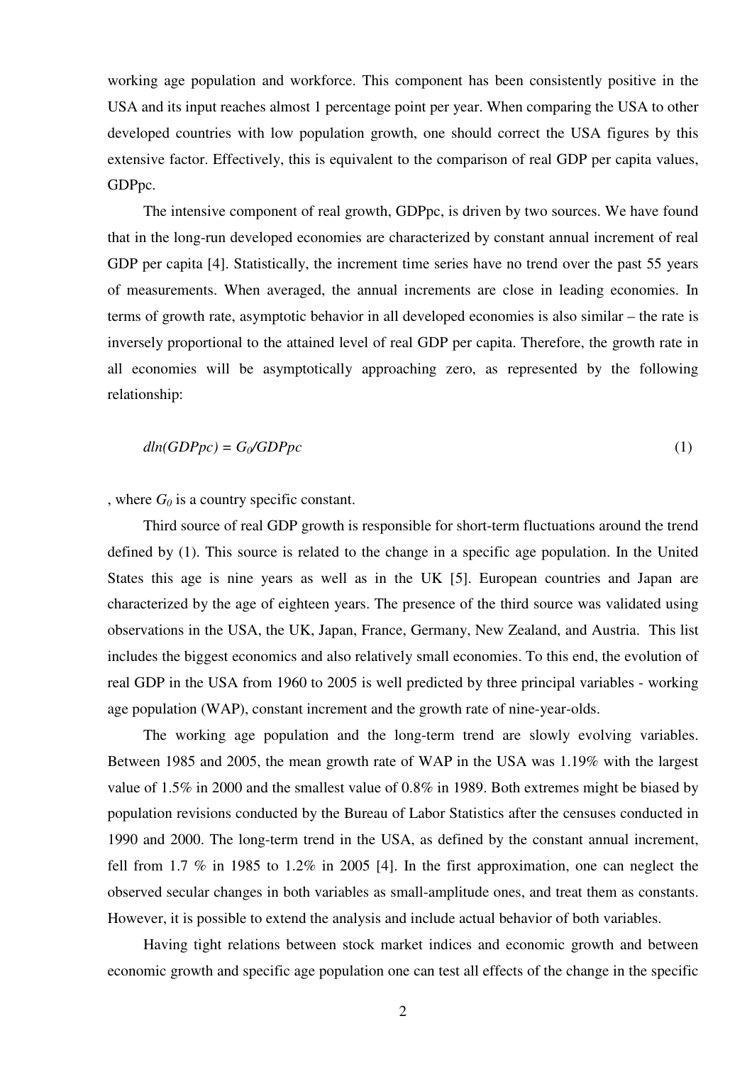working age population and workforce. This component has been consistently positive in the USA and its input reaches almost 1 percentage point per year. When comparing the USA to other developed countries with low population growth, one should correct the USA figures by this extensive factor. Effectively, this is equivalent to the comparison of real GDP per capita values, GDPpc.

The intensive component of real growth, GDPpc, is driven by two sources. We have found that in the long-run developed economies are characterized by constant annual increment of real GDP per capita [4]. Statistically, the increment time series have no trend over the past 55 years of measurements. When averaged, the annual increments are close in leading economies. In terms of growth rate, asymptotic behavior in all developed economies is also similar – the rate is inversely proportional to the attained level of real GDP per capita. Therefore, the growth rate in all economies will be asymptotically approaching zero, as represented by the following relationship:

$$dln(GDPpc) = G_0/GDPpc \qquad (1)$$

, where $G_0$ is a country specific constant.

Third source of real GDP growth is responsible for short-term fluctuations around the trend defined by (1). This source is related to the change in a specific age population. In the United States this age is nine years as well as in the UK [5]. European countries and Japan are characterized by the age of eighteen years. The presence of the third source was validated using observations in the USA, the UK, Japan, France, Germany, New Zealand, and Austria. This list includes the biggest economics and also relatively small economies. To this end, the evolution of real GDP in the USA from 1960 to 2005 is well predicted by three principal variables - working age population (WAP), constant increment and the growth rate of nine-year-olds.

The working age population and the long-term trend are slowly evolving variables. Between 1985 and 2005, the mean growth rate of WAP in the USA was 1.19% with the largest value of 1.5% in 2000 and the smallest value of 0.8% in 1989. Both extremes might be biased by population revisions conducted by the Bureau of Labor Statistics after the censuses conducted in 1990 and 2000. The long-term trend in the USA, as defined by the constant annual increment, fell from 1.7 % in 1985 to 1.2% in 2005 [4]. In the first approximation, one can neglect the observed secular changes in both variables as small-amplitude ones, and treat them as constants. However, it is possible to extend the analysis and include actual behavior of both variables.

Having tight relations between stock market indices and economic growth and between economic growth and specific age population one can test all effects of the change in the specific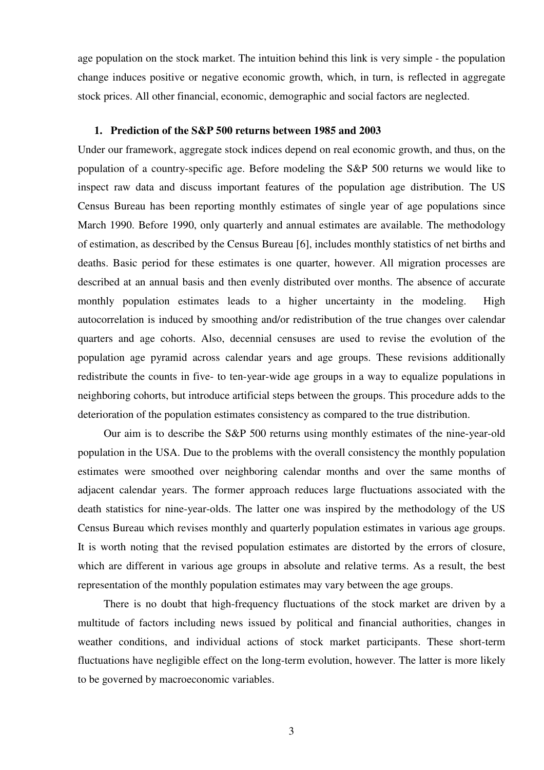age population on the stock market. The intuition behind this link is very simple - the population change induces positive or negative economic growth, which, in turn, is reflected in aggregate stock prices. All other financial, economic, demographic and social factors are neglected.

## 1. Prediction of the S&P 500 returns between 1985 and 2003

Under our framework, aggregate stock indices depend on real economic growth, and thus, on the population of a country-specific age. Before modeling the S&P 500 returns we would like to inspect raw data and discuss important features of the population age distribution. The US Census Bureau has been reporting monthly estimates of single year of age populations since March 1990. Before 1990, only quarterly and annual estimates are available. The methodology of estimation, as described by the Census Bureau [6], includes monthly statistics of net births and deaths. Basic period for these estimates is one quarter, however. All migration processes are described at an annual basis and then evenly distributed over months. The absence of accurate monthly population estimates leads to a higher uncertainty in the modeling. High autocorrelation is induced by smoothing and/or redistribution of the true changes over calendar quarters and age cohorts. Also, decennial censuses are used to revise the evolution of the population age pyramid across calendar years and age groups. These revisions additionally redistribute the counts in five- to ten-year-wide age groups in a way to equalize populations in neighboring cohorts, but introduce artificial steps between the groups. This procedure adds to the deterioration of the population estimates consistency as compared to the true distribution.

Our aim is to describe the S&P 500 returns using monthly estimates of the nine-year-old population in the USA. Due to the problems with the overall consistency the monthly population estimates were smoothed over neighboring calendar months and over the same months of adjacent calendar years. The former approach reduces large fluctuations associated with the death statistics for nine-year-olds. The latter one was inspired by the methodology of the US Census Bureau which revises monthly and quarterly population estimates in various age groups. It is worth noting that the revised population estimates are distorted by the errors of closure, which are different in various age groups in absolute and relative terms. As a result, the best representation of the monthly population estimates may vary between the age groups.

There is no doubt that high-frequency fluctuations of the stock market are driven by a multitude of factors including news issued by political and financial authorities, changes in weather conditions, and individual actions of stock market participants. These short-term fluctuations have negligible effect on the long-term evolution, however. The latter is more likely to be governed by macroeconomic variables.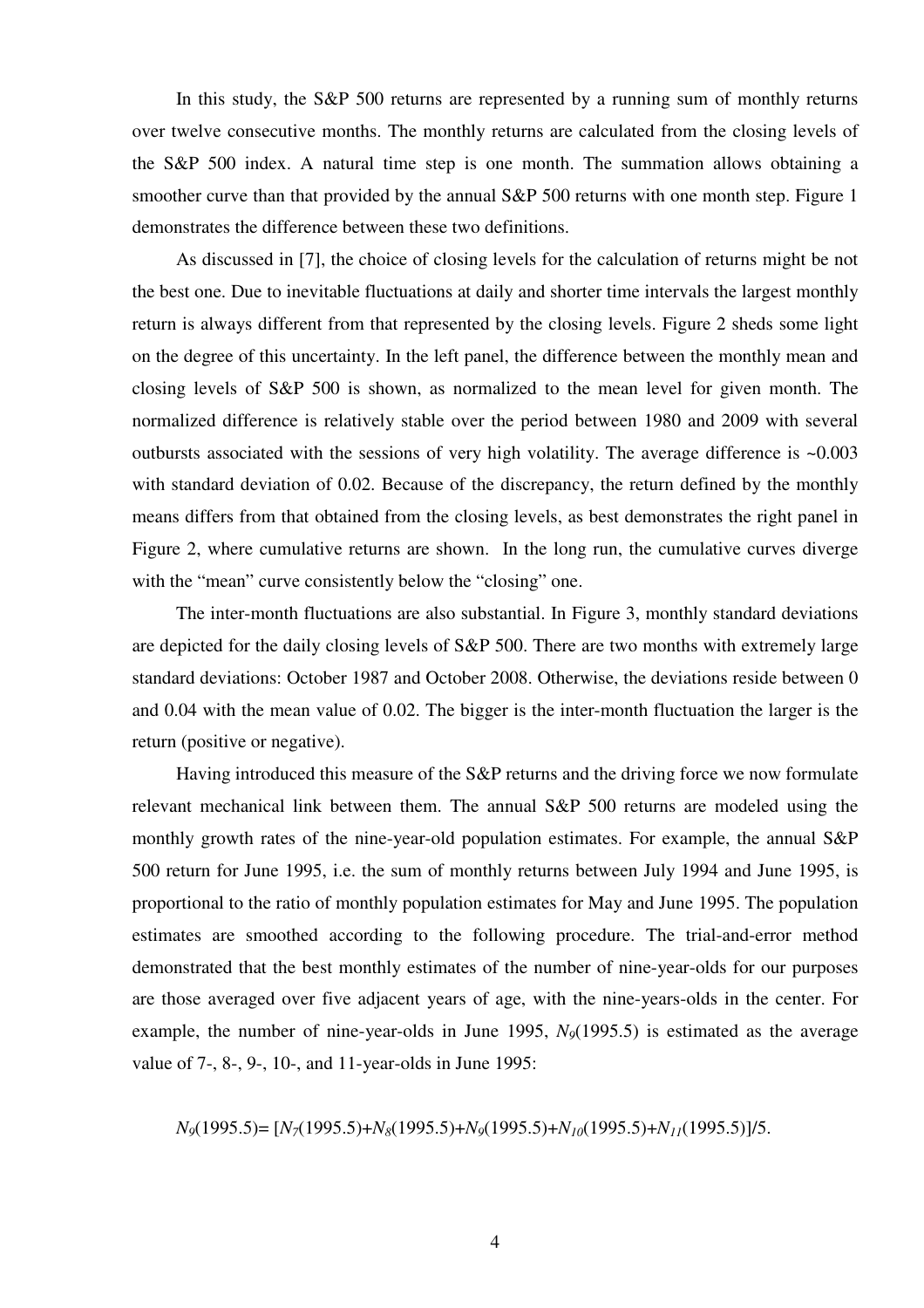In this study, the S&P 500 returns are represented by a running sum of monthly returns over twelve consecutive months. The monthly returns are calculated from the closing levels of the S&P 500 index. A natural time step is one month. The summation allows obtaining a smoother curve than that provided by the annual S&P 500 returns with one month step. Figure 1 demonstrates the difference between these two definitions.

As discussed in [7], the choice of closing levels for the calculation of returns might be not the best one. Due to inevitable fluctuations at daily and shorter time intervals the largest monthly return is always different from that represented by the closing levels. Figure 2 sheds some light on the degree of this uncertainty. In the left panel, the difference between the monthly mean and closing levels of S&P 500 is shown, as normalized to the mean level for given month. The normalized difference is relatively stable over the period between 1980 and 2009 with several outbursts associated with the sessions of very high volatility. The average difference is ~0.003 with standard deviation of 0.02. Because of the discrepancy, the return defined by the monthly means differs from that obtained from the closing levels, as best demonstrates the right panel in Figure 2, where cumulative returns are shown. In the long run, the cumulative curves diverge with the "mean" curve consistently below the "closing" one.

The inter-month fluctuations are also substantial. In Figure 3, monthly standard deviations are depicted for the daily closing levels of S&P 500. There are two months with extremely large standard deviations: October 1987 and October 2008. Otherwise, the deviations reside between 0 and 0.04 with the mean value of 0.02. The bigger is the inter-month fluctuation the larger is the return (positive or negative).

Having introduced this measure of the S&P returns and the driving force we now formulate relevant mechanical link between them. The annual S&P 500 returns are modeled using the monthly growth rates of the nine-year-old population estimates. For example, the annual S&P 500 return for June 1995, i.e. the sum of monthly returns between July 1994 and June 1995, is proportional to the ratio of monthly population estimates for May and June 1995. The population estimates are smoothed according to the following procedure. The trial-and-error method demonstrated that the best monthly estimates of the number of nine-year-olds for our purposes are those averaged over five adjacent years of age, with the nine-years-olds in the center. For example, the number of nine-year-olds in June 1995, $N_9(1995.5)$ is estimated as the average value of 7-, 8-, 9-, 10-, and 11-year-olds in June 1995:

$$N_9(1995.5)= [N_7(1995.5)+N_8(1995.5)+N_9(1995.5)+N_{10}(1995.5)+N_{11}(1995.5)]/5.$$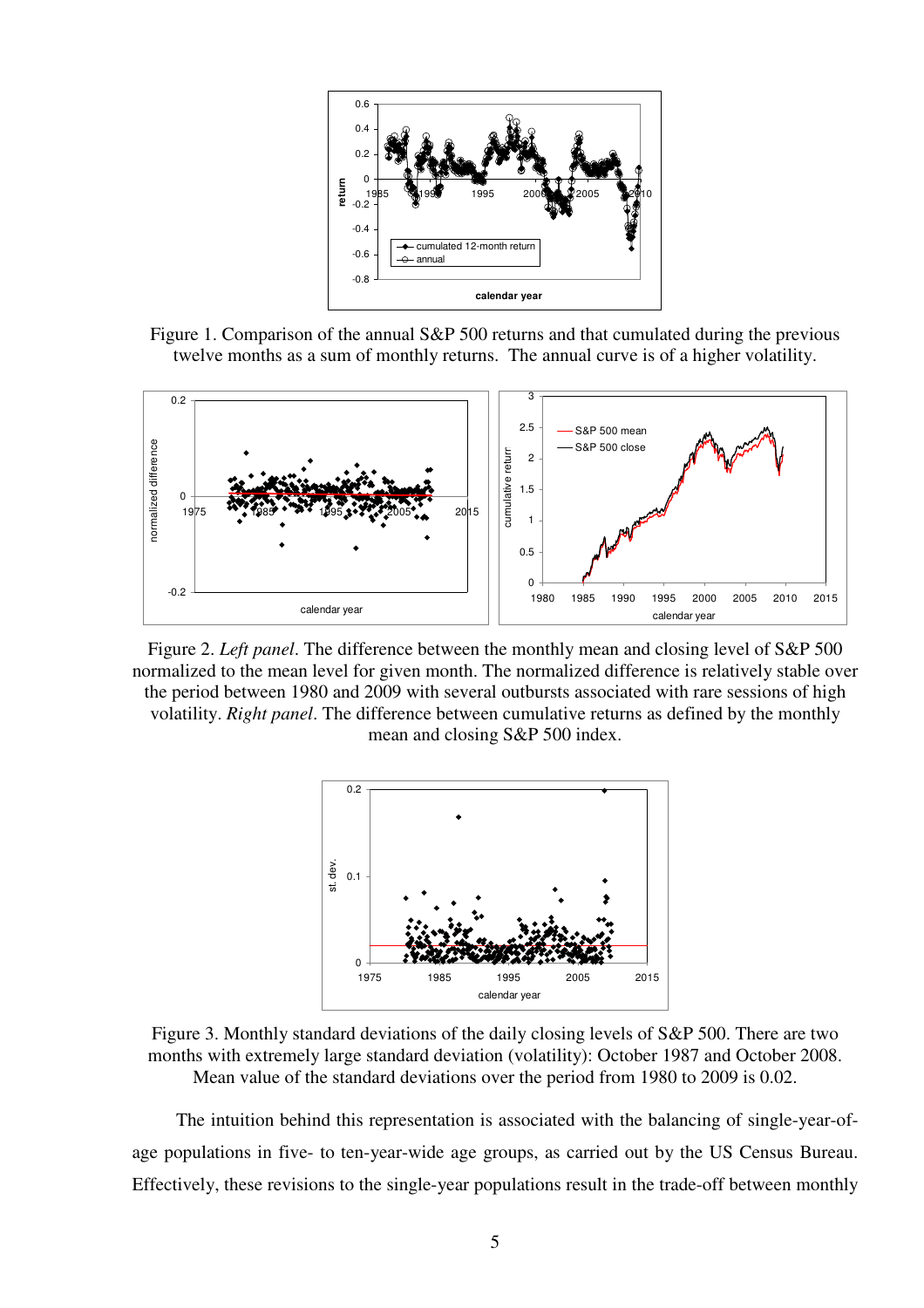Figure 1. Comparison of the annual S&P 500 returns and that cumulated during the previous twelve months as a sum of monthly returns. The annual curve is of a higher volatility.

Figure 2. *Left panel*. The difference between the monthly mean and closing level of S&P 500 normalized to the mean level for given month. The normalized difference is relatively stable over the period between 1980 and 2009 with several outbursts associated with rare sessions of high volatility. *Right panel*. The difference between cumulative returns as defined by the monthly mean and closing S&P 500 index.

Figure 3. Monthly standard deviations of the daily closing levels of S&P 500. There are two months with extremely large standard deviation (volatility): October 1987 and October 2008. Mean value of the standard deviations over the period from 1980 to 2009 is 0.02.

The intuition behind this representation is associated with the balancing of single-year-of-age populations in five- to ten-year-wide age groups, as carried out by the US Census Bureau. Effectively, these revisions to the single-year populations result in the trade-off between monthly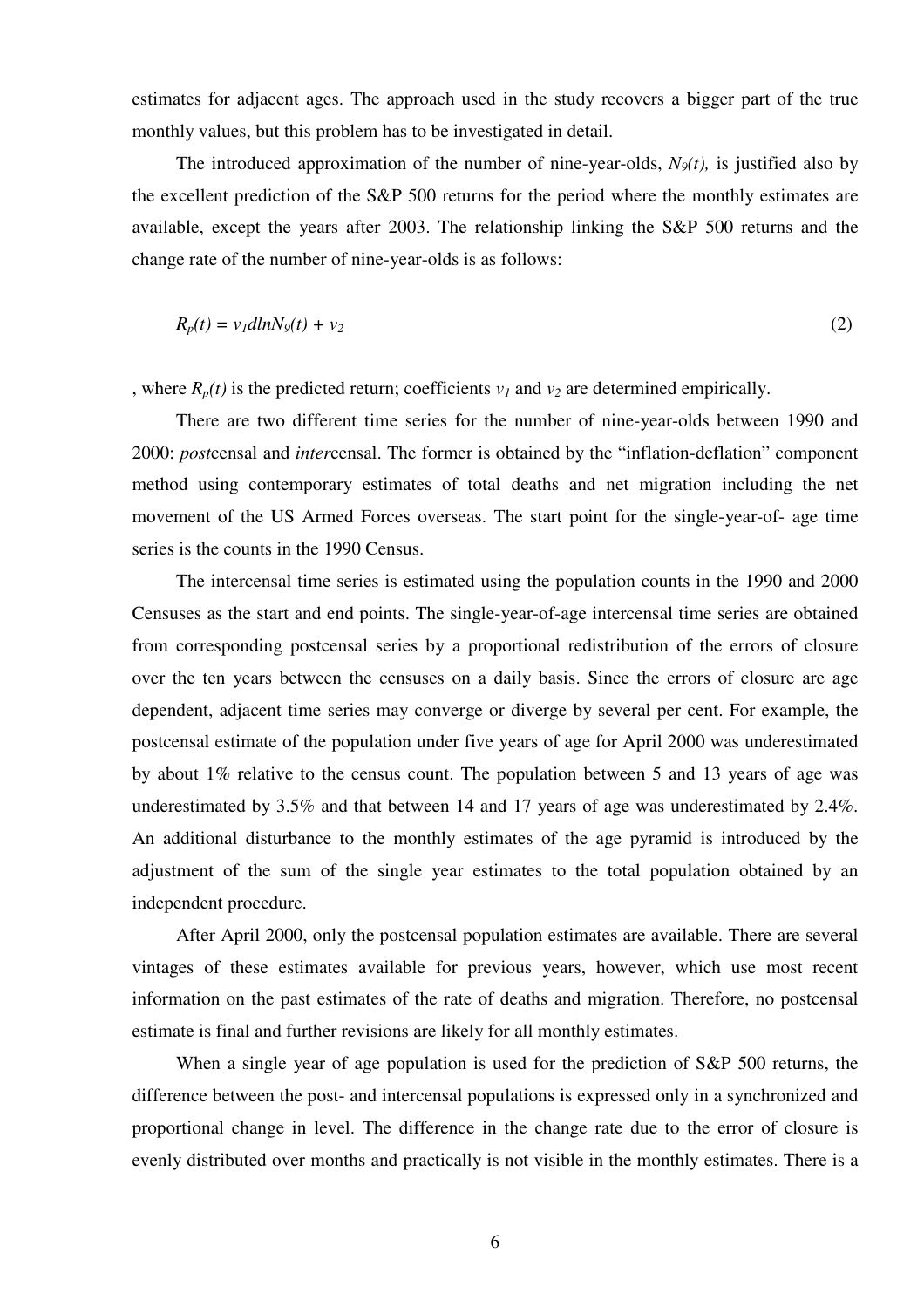estimates for adjacent ages. The approach used in the study recovers a bigger part of the true monthly values, but this problem has to be investigated in detail.

The introduced approximation of the number of nine-year-olds, $N_9(t)$, is justified also by the excellent prediction of the S&P 500 returns for the period where the monthly estimates are available, except the years after 2003. The relationship linking the S&P 500 returns and the change rate of the number of nine-year-olds is as follows:

$$R_p(t) = v_1 dlnN_9(t) + v_2 \tag{2}$$

, where $R_p(t)$ is the predicted return; coefficients $v_1$ and $v_2$ are determined empirically.

There are two different time series for the number of nine-year-olds between 1990 and 2000: *post*censal and *inter*censal. The former is obtained by the "inflation-deflation" component method using contemporary estimates of total deaths and net migration including the net movement of the US Armed Forces overseas. The start point for the single-year-of- age time series is the counts in the 1990 Census.

The intercensal time series is estimated using the population counts in the 1990 and 2000 Censuses as the start and end points. The single-year-of-age intercensal time series are obtained from corresponding postcensal series by a proportional redistribution of the errors of closure over the ten years between the censuses on a daily basis. Since the errors of closure are age dependent, adjacent time series may converge or diverge by several per cent. For example, the postcensal estimate of the population under five years of age for April 2000 was underestimated by about 1% relative to the census count. The population between 5 and 13 years of age was underestimated by 3.5% and that between 14 and 17 years of age was underestimated by 2.4%. An additional disturbance to the monthly estimates of the age pyramid is introduced by the adjustment of the sum of the single year estimates to the total population obtained by an independent procedure.

After April 2000, only the postcensal population estimates are available. There are several vintages of these estimates available for previous years, however, which use most recent information on the past estimates of the rate of deaths and migration. Therefore, no postcensal estimate is final and further revisions are likely for all monthly estimates.

When a single year of age population is used for the prediction of S&P 500 returns, the difference between the post- and intercensal populations is expressed only in a synchronized and proportional change in level. The difference in the change rate due to the error of closure is evenly distributed over months and practically is not visible in the monthly estimates. There is a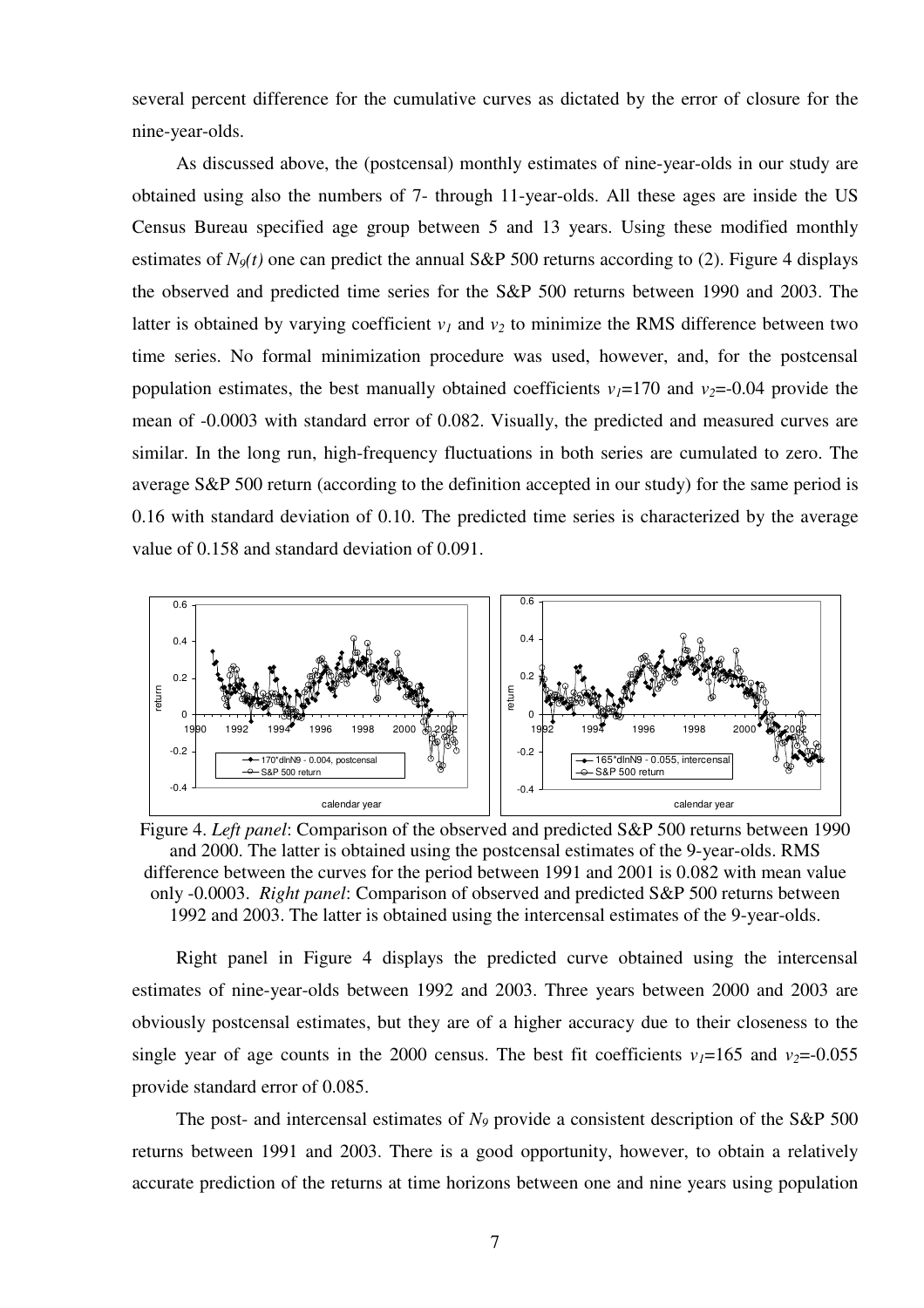several percent difference for the cumulative curves as dictated by the error of closure for the nine-year-olds.

As discussed above, the (postcensal) monthly estimates of nine-year-olds in our study are obtained using also the numbers of 7- through 11-year-olds. All these ages are inside the US Census Bureau specified age group between 5 and 13 years. Using these modified monthly estimates of $N_9(t)$ one can predict the annual S&P 500 returns according to (2). Figure 4 displays the observed and predicted time series for the S&P 500 returns between 1990 and 2003. The latter is obtained by varying coefficient $v_1$ and $v_2$ to minimize the RMS difference between two time series. No formal minimization procedure was used, however, and, for the postcensal population estimates, the best manually obtained coefficients $v_1$=170 and $v_2$=-0.04 provide the mean of -0.0003 with standard error of 0.082. Visually, the predicted and measured curves are similar. In the long run, high-frequency fluctuations in both series are cumulated to zero. The average S&P 500 return (according to the definition accepted in our study) for the same period is 0.16 with standard deviation of 0.10. The predicted time series is characterized by the average value of 0.158 and standard deviation of 0.091.

Figure 4. *Left panel*: Comparison of the observed and predicted S&P 500 returns between 1990 and 2000. The latter is obtained using the postcensal estimates of the 9-year-olds. RMS difference between the curves for the period between 1991 and 2001 is 0.082 with mean value only -0.0003. *Right panel*: Comparison of observed and predicted S&P 500 returns between 1992 and 2003. The latter is obtained using the intercensal estimates of the 9-year-olds.

Right panel in Figure 4 displays the predicted curve obtained using the intercensal estimates of nine-year-olds between 1992 and 2003. Three years between 2000 and 2003 are obviously postcensal estimates, but they are of a higher accuracy due to their closeness to the single year of age counts in the 2000 census. The best fit coefficients $v_1$=165 and $v_2$=-0.055 provide standard error of 0.085.

The post- and intercensal estimates of $N_9$ provide a consistent description of the S&P 500 returns between 1991 and 2003. There is a good opportunity, however, to obtain a relatively accurate prediction of the returns at time horizons between one and nine years using population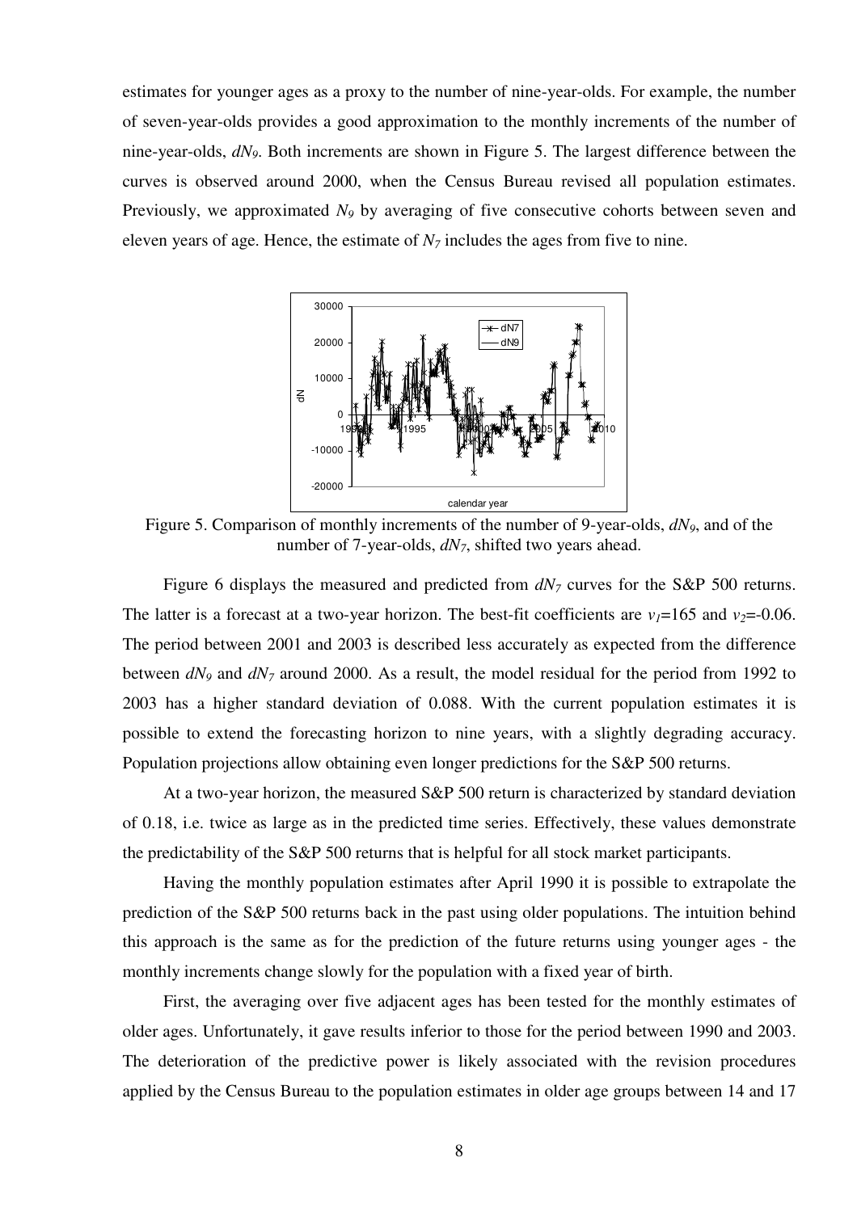estimates for younger ages as a proxy to the number of nine-year-olds. For example, the number of seven-year-olds provides a good approximation to the monthly increments of the number of nine-year-olds, $dN_9$. Both increments are shown in Figure 5. The largest difference between the curves is observed around 2000, when the Census Bureau revised all population estimates. Previously, we approximated $N_9$ by averaging of five consecutive cohorts between seven and eleven years of age. Hence, the estimate of $N_7$ includes the ages from five to nine.

Figure 5. Comparison of monthly increments of the number of 9-year-olds, $dN_9$, and of the number of 7-year-olds, $dN_7$, shifted two years ahead.

Figure 6 displays the measured and predicted from $dN_7$ curves for the S&P 500 returns. The latter is a forecast at a two-year horizon. The best-fit coefficients are $v_1$=165 and $v_2$=-0.06. The period between 2001 and 2003 is described less accurately as expected from the difference between $dN_9$ and $dN_7$ around 2000. As a result, the model residual for the period from 1992 to 2003 has a higher standard deviation of 0.088. With the current population estimates it is possible to extend the forecasting horizon to nine years, with a slightly degrading accuracy. Population projections allow obtaining even longer predictions for the S&P 500 returns.

At a two-year horizon, the measured S&P 500 return is characterized by standard deviation of 0.18, i.e. twice as large as in the predicted time series. Effectively, these values demonstrate the predictability of the S&P 500 returns that is helpful for all stock market participants.

Having the monthly population estimates after April 1990 it is possible to extrapolate the prediction of the S&P 500 returns back in the past using older populations. The intuition behind this approach is the same as for the prediction of the future returns using younger ages - the monthly increments change slowly for the population with a fixed year of birth.

First, the averaging over five adjacent ages has been tested for the monthly estimates of older ages. Unfortunately, it gave results inferior to those for the period between 1990 and 2003. The deterioration of the predictive power is likely associated with the revision procedures applied by the Census Bureau to the population estimates in older age groups between 14 and 17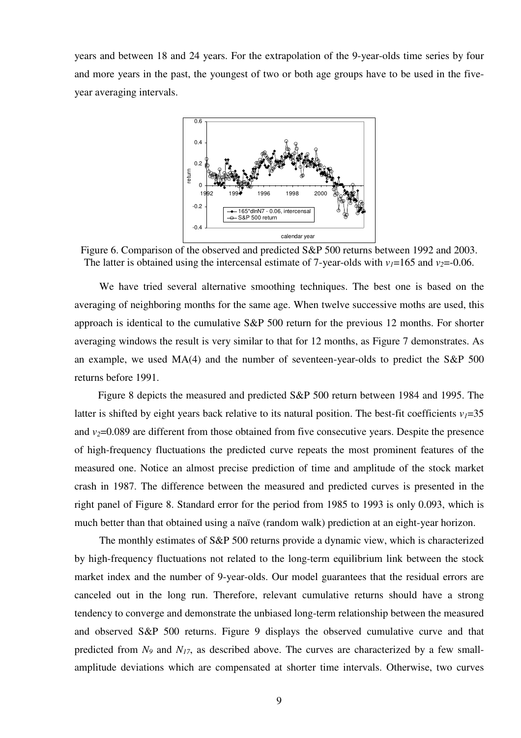years and between 18 and 24 years. For the extrapolation of the 9-year-olds time series by four and more years in the past, the youngest of two or both age groups have to be used in the five-year averaging intervals.

Figure 6. Comparison of the observed and predicted S&P 500 returns between 1992 and 2003. The latter is obtained using the intercensal estimate of 7-year-olds with $v_1$=165 and $v_2$=-0.06.

We have tried several alternative smoothing techniques. The best one is based on the averaging of neighboring months for the same age. When twelve successive moths are used, this approach is identical to the cumulative S&P 500 return for the previous 12 months. For shorter averaging windows the result is very similar to that for 12 months, as Figure 7 demonstrates. As an example, we used MA(4) and the number of seventeen-year-olds to predict the S&P 500 returns before 1991.

Figure 8 depicts the measured and predicted S&P 500 return between 1984 and 1995. The latter is shifted by eight years back relative to its natural position. The best-fit coefficients $v_1$=35 and $v_2$=0.089 are different from those obtained from five consecutive years. Despite the presence of high-frequency fluctuations the predicted curve repeats the most prominent features of the measured one. Notice an almost precise prediction of time and amplitude of the stock market crash in 1987. The difference between the measured and predicted curves is presented in the right panel of Figure 8. Standard error for the period from 1985 to 1993 is only 0.093, which is much better than that obtained using a naïve (random walk) prediction at an eight-year horizon.

The monthly estimates of S&P 500 returns provide a dynamic view, which is characterized by high-frequency fluctuations not related to the long-term equilibrium link between the stock market index and the number of 9-year-olds. Our model guarantees that the residual errors are canceled out in the long run. Therefore, relevant cumulative returns should have a strong tendency to converge and demonstrate the unbiased long-term relationship between the measured and observed S&P 500 returns. Figure 9 displays the observed cumulative curve and that predicted from $N_9$ and $N_{17}$, as described above. The curves are characterized by a few small-amplitude deviations which are compensated at shorter time intervals. Otherwise, two curves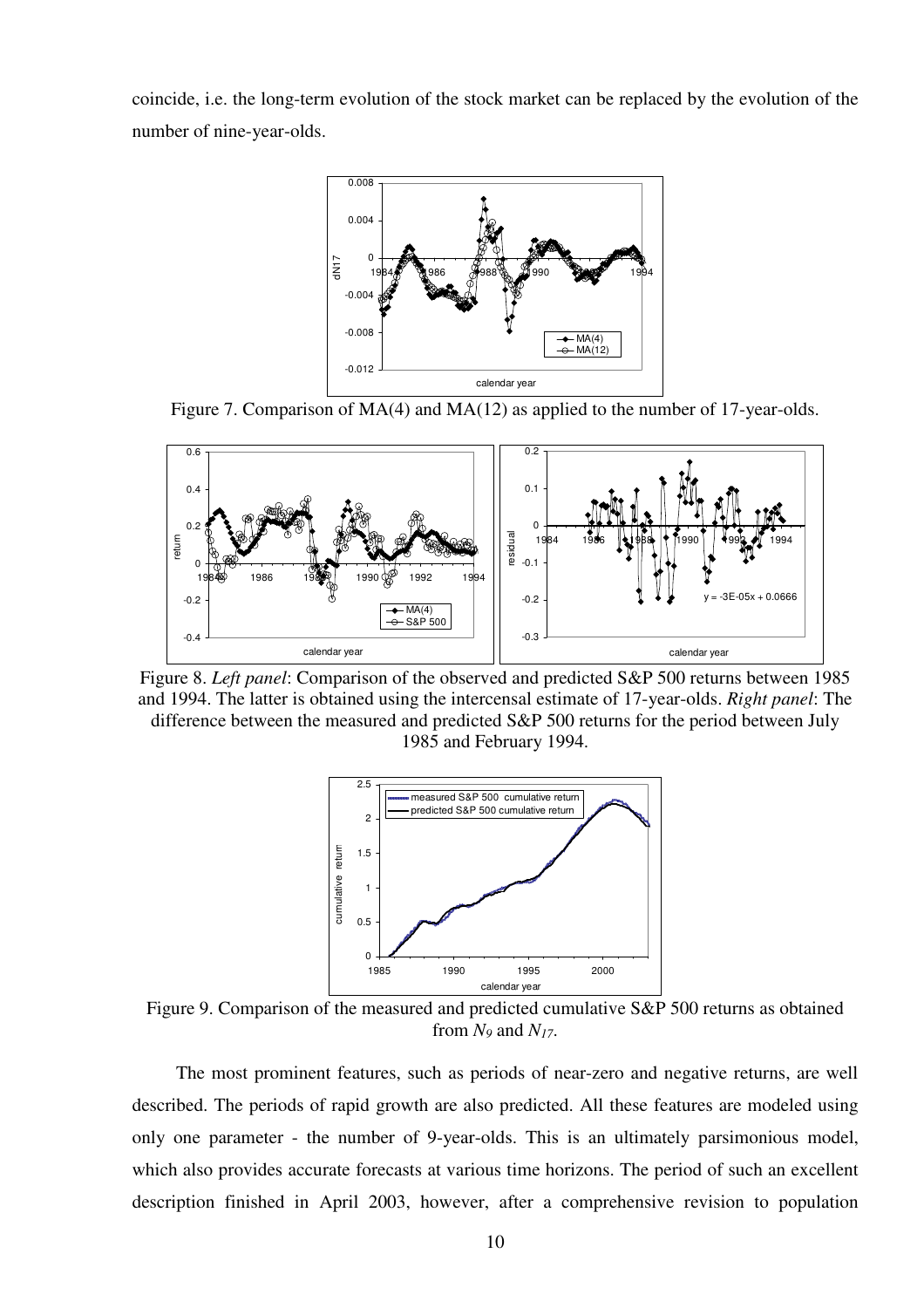coincide, i.e. the long-term evolution of the stock market can be replaced by the evolution of the number of nine-year-olds.

Figure 7. Comparison of MA(4) and MA(12) as applied to the number of 17-year-olds.

Figure 8. *Left panel*: Comparison of the observed and predicted S&P 500 returns between 1985 and 1994. The latter is obtained using the intercensal estimate of 17-year-olds. *Right panel*: The difference between the measured and predicted S&P 500 returns for the period between July 1985 and February 1994.

Figure 9. Comparison of the measured and predicted cumulative S&P 500 returns as obtained from $N_9$ and $N_{17}$.

The most prominent features, such as periods of near-zero and negative returns, are well described. The periods of rapid growth are also predicted. All these features are modeled using only one parameter - the number of 9-year-olds. This is an ultimately parsimonious model, which also provides accurate forecasts at various time horizons. The period of such an excellent description finished in April 2003, however, after a comprehensive revision to population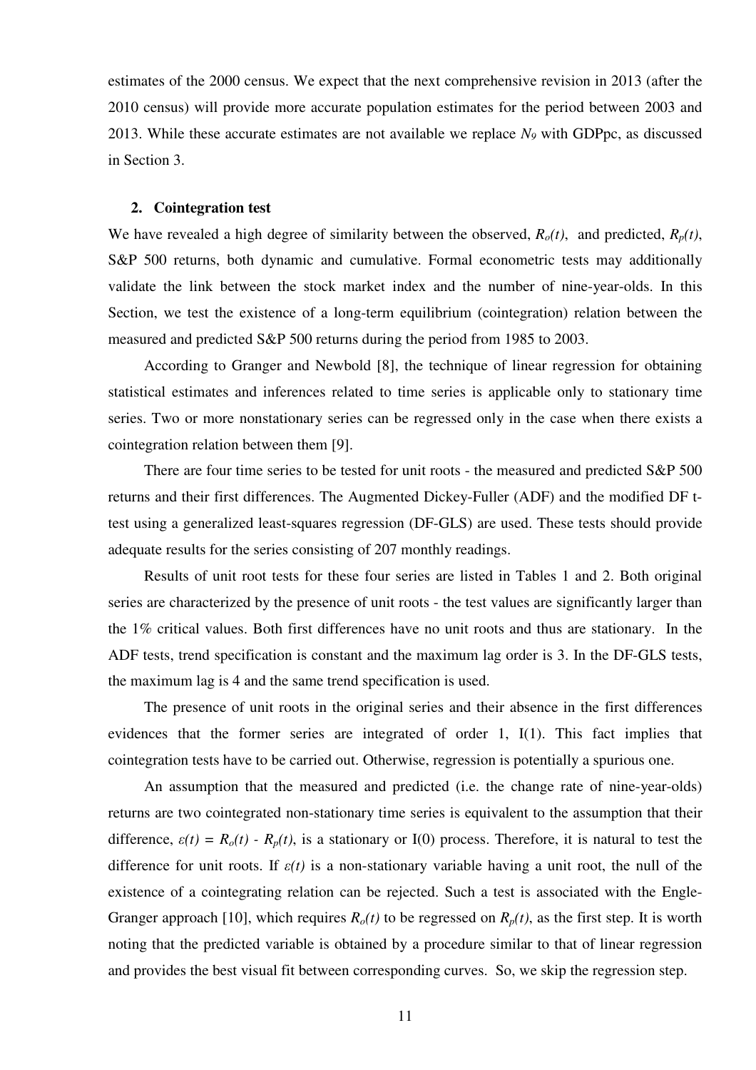estimates of the 2000 census. We expect that the next comprehensive revision in 2013 (after the 2010 census) will provide more accurate population estimates for the period between 2003 and 2013. While these accurate estimates are not available we replace $N_9$ with GDPpc, as discussed in Section 3.

## 2. Cointegration test

We have revealed a high degree of similarity between the observed, $R_o(t)$, and predicted, $R_p(t)$, S&P 500 returns, both dynamic and cumulative. Formal econometric tests may additionally validate the link between the stock market index and the number of nine-year-olds. In this Section, we test the existence of a long-term equilibrium (cointegration) relation between the measured and predicted S&P 500 returns during the period from 1985 to 2003.

According to Granger and Newbold [8], the technique of linear regression for obtaining statistical estimates and inferences related to time series is applicable only to stationary time series. Two or more nonstationary series can be regressed only in the case when there exists a cointegration relation between them [9].

There are four time series to be tested for unit roots - the measured and predicted S&P 500 returns and their first differences. The Augmented Dickey-Fuller (ADF) and the modified DF t-test using a generalized least-squares regression (DF-GLS) are used. These tests should provide adequate results for the series consisting of 207 monthly readings.

Results of unit root tests for these four series are listed in Tables 1 and 2. Both original series are characterized by the presence of unit roots - the test values are significantly larger than the 1% critical values. Both first differences have no unit roots and thus are stationary. In the ADF tests, trend specification is constant and the maximum lag order is 3. In the DF-GLS tests, the maximum lag is 4 and the same trend specification is used.

The presence of unit roots in the original series and their absence in the first differences evidences that the former series are integrated of order 1, I(1). This fact implies that cointegration tests have to be carried out. Otherwise, regression is potentially a spurious one.

An assumption that the measured and predicted (i.e. the change rate of nine-year-olds) returns are two cointegrated non-stationary time series is equivalent to the assumption that their difference, $\varepsilon(t) = R_o(t) - R_p(t)$, is a stationary or I(0) process. Therefore, it is natural to test the difference for unit roots. If $\varepsilon(t)$ is a non-stationary variable having a unit root, the null of the existence of a cointegrating relation can be rejected. Such a test is associated with the Engle-Granger approach [10], which requires $R_o(t)$ to be regressed on $R_p(t)$, as the first step. It is worth noting that the predicted variable is obtained by a procedure similar to that of linear regression and provides the best visual fit between corresponding curves. So, we skip the regression step.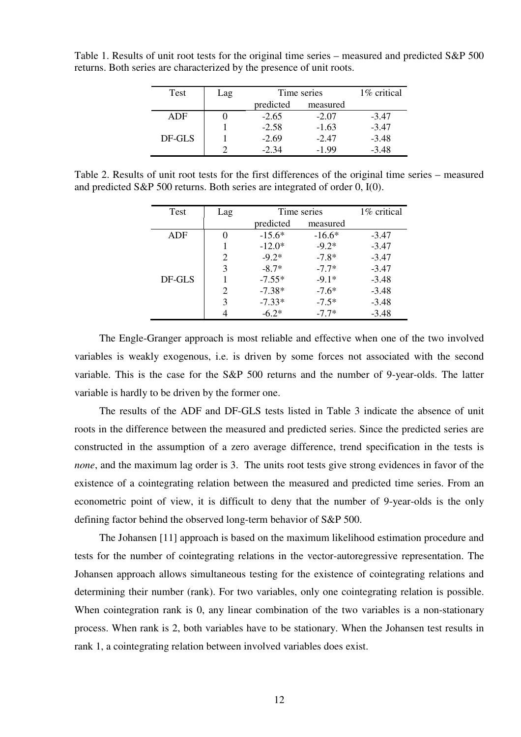Table 1. Results of unit root tests for the original time series – measured and predicted S&P 500 returns. Both series are characterized by the presence of unit roots.

| Test | Lag | Time series | | 1% critical |
|---|---|---|---|---|
| | | predicted | measured | |
| ADF | 0 | -2.65 | -2.07 | -3.47 |
| | 1 | -2.58 | -1.63 | -3.47 |
| DF-GLS | 1 | -2.69 | -2.47 | -3.48 |
| | 2 | -2.34 | -1.99 | -3.48 |

Table 2. Results of unit root tests for the first differences of the original time series – measured and predicted S&P 500 returns. Both series are integrated of order 0, I(0).

| Test | Lag | Time series | | 1% critical |
|---|---|---|---|---|
| | | predicted | measured | |
| ADF | 0 | -15.6* | -16.6* | -3.47 |
| | 1 | -12.0* | -9.2* | -3.47 |
| | 2 | -9.2* | -7.8* | -3.47 |
| | 3 | -8.7* | -7.7* | -3.47 |
| DF-GLS | 1 | -7.55* | -9.1* | -3.48 |
| | 2 | -7.38* | -7.6* | -3.48 |
| | 3 | -7.33* | -7.5* | -3.48 |
| | 4 | -6.2* | -7.7* | -3.48 |

The Engle-Granger approach is most reliable and effective when one of the two involved variables is weakly exogenous, i.e. is driven by some forces not associated with the second variable. This is the case for the S&P 500 returns and the number of 9-year-olds. The latter variable is hardly to be driven by the former one.

The results of the ADF and DF-GLS tests listed in Table 3 indicate the absence of unit roots in the difference between the measured and predicted series. Since the predicted series are constructed in the assumption of a zero average difference, trend specification in the tests is *none*, and the maximum lag order is 3. The units root tests give strong evidences in favor of the existence of a cointegrating relation between the measured and predicted time series. From an econometric point of view, it is difficult to deny that the number of 9-year-olds is the only defining factor behind the observed long-term behavior of S&P 500.

The Johansen [11] approach is based on the maximum likelihood estimation procedure and tests for the number of cointegrating relations in the vector-autoregressive representation. The Johansen approach allows simultaneous testing for the existence of cointegrating relations and determining their number (rank). For two variables, only one cointegrating relation is possible. When cointegration rank is 0, any linear combination of the two variables is a non-stationary process. When rank is 2, both variables have to be stationary. When the Johansen test results in rank 1, a cointegrating relation between involved variables does exist.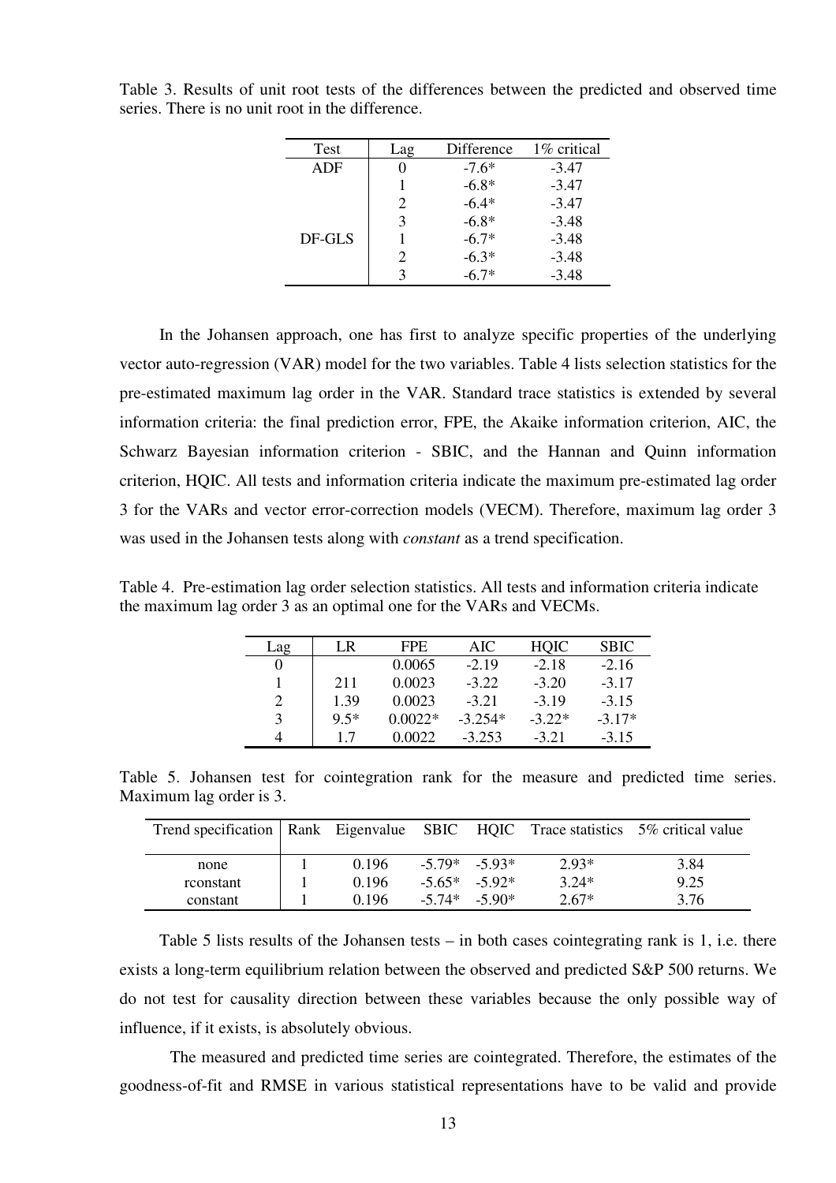Table 3. Results of unit root tests of the differences between the predicted and observed time series. There is no unit root in the difference.

| Test | Lag | Difference | 1% critical |
|---|---|---|---|
| ADF | 0 | -7.6* | -3.47 |
| | 1 | -6.8* | -3.47 |
| | 2 | -6.4* | -3.47 |
| | 3 | -6.8* | -3.48 |
| DF-GLS | 1 | -6.7* | -3.48 |
| | 2 | -6.3* | -3.48 |
| | 3 | -6.7* | -3.48 |

In the Johansen approach, one has first to analyze specific properties of the underlying vector auto-regression (VAR) model for the two variables. Table 4 lists selection statistics for the pre-estimated maximum lag order in the VAR. Standard trace statistics is extended by several information criteria: the final prediction error, FPE, the Akaike information criterion, AIC, the Schwarz Bayesian information criterion - SBIC, and the Hannan and Quinn information criterion, HQIC. All tests and information criteria indicate the maximum pre-estimated lag order 3 for the VARs and vector error-correction models (VECM). Therefore, maximum lag order 3 was used in the Johansen tests along with *constant* as a trend specification.

Table 4. Pre-estimation lag order selection statistics. All tests and information criteria indicate the maximum lag order 3 as an optimal one for the VARs and VECMs.

| Lag | LR | FPE | AIC | HQIC | SBIC |
|---|---|---|---|---|---|
| 0 | | 0.0065 | -2.19 | -2.18 | -2.16 |
| 1 | 211 | 0.0023 | -3.22 | -3.20 | -3.17 |
| 2 | 1.39 | 0.0023 | -3.21 | -3.19 | -3.15 |
| 3 | 9.5* | 0.0022* | -3.254* | -3.22* | -3.17* |
| 4 | 1.7 | 0.0022 | -3.253 | -3.21 | -3.15 |

Table 5. Johansen test for cointegration rank for the measure and predicted time series. Maximum lag order is 3.

| Trend specification | Rank | Eigenvalue | SBIC | HQIC | Trace statistics | 5% critical value |
|---|---|---|---|---|---|---|
| none | 1 | 0.196 | -5.79* | -5.93* | 2.93* | 3.84 |
| rconstant | 1 | 0.196 | -5.65* | -5.92* | 3.24* | 9.25 |
| constant | 1 | 0.196 | -5.74* | -5.90* | 2.67* | 3.76 |

Table 5 lists results of the Johansen tests – in both cases cointegrating rank is 1, i.e. there exists a long-term equilibrium relation between the observed and predicted S&P 500 returns. We do not test for causality direction between these variables because the only possible way of influence, if it exists, is absolutely obvious.

The measured and predicted time series are cointegrated. Therefore, the estimates of the goodness-of-fit and RMSE in various statistical representations have to be valid and provide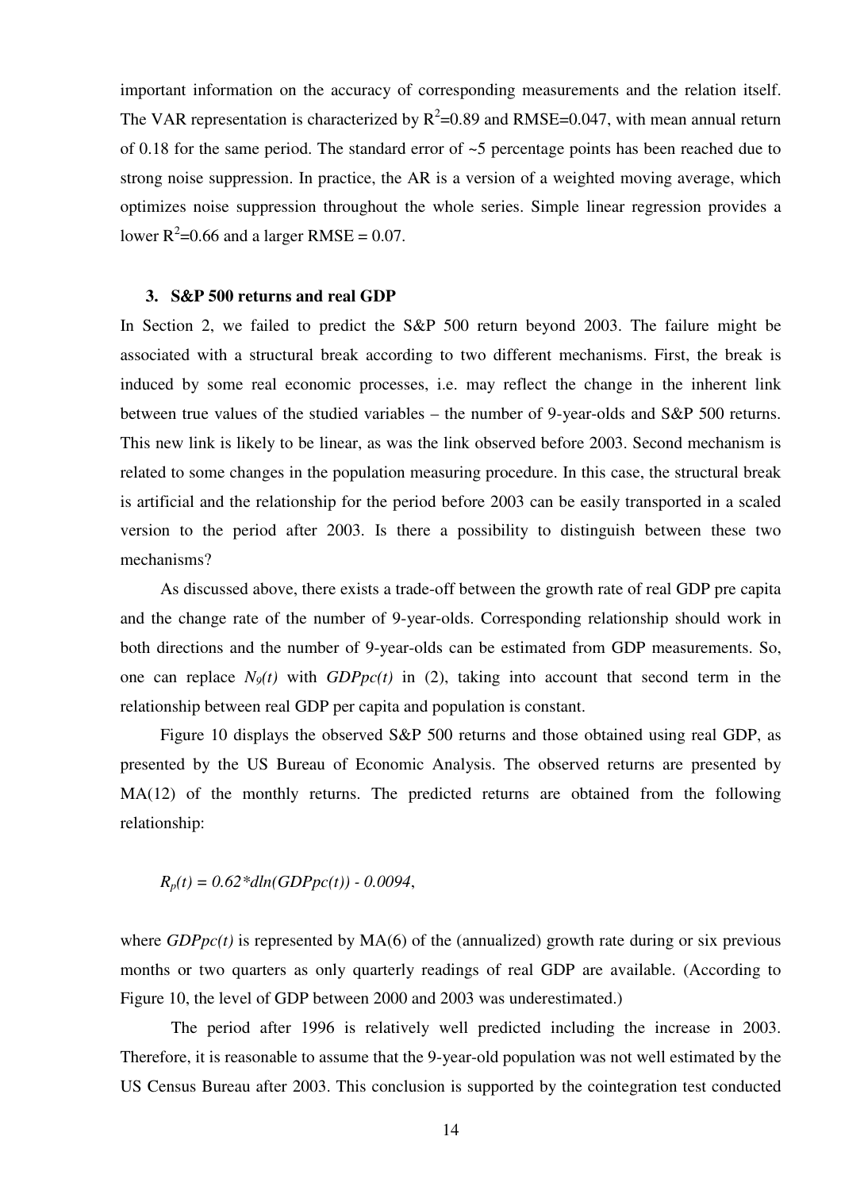important information on the accuracy of corresponding measurements and the relation itself. The VAR representation is characterized by $R^2$=0.89 and RMSE=0.047, with mean annual return of 0.18 for the same period. The standard error of ~5 percentage points has been reached due to strong noise suppression. In practice, the AR is a version of a weighted moving average, which optimizes noise suppression throughout the whole series. Simple linear regression provides a lower $R^2$=0.66 and a larger RMSE = 0.07.

### 3. S&P 500 returns and real GDP

In Section 2, we failed to predict the S&P 500 return beyond 2003. The failure might be associated with a structural break according to two different mechanisms. First, the break is induced by some real economic processes, i.e. may reflect the change in the inherent link between true values of the studied variables – the number of 9-year-olds and S&P 500 returns. This new link is likely to be linear, as was the link observed before 2003. Second mechanism is related to some changes in the population measuring procedure. In this case, the structural break is artificial and the relationship for the period before 2003 can be easily transported in a scaled version to the period after 2003. Is there a possibility to distinguish between these two mechanisms?

As discussed above, there exists a trade-off between the growth rate of real GDP pre capita and the change rate of the number of 9-year-olds. Corresponding relationship should work in both directions and the number of 9-year-olds can be estimated from GDP measurements. So, one can replace $N_9(t)$ with $GDPpc(t)$ in (2), taking into account that second term in the relationship between real GDP per capita and population is constant.

Figure 10 displays the observed S&P 500 returns and those obtained using real GDP, as presented by the US Bureau of Economic Analysis. The observed returns are presented by MA(12) of the monthly returns. The predicted returns are obtained from the following relationship:

$$R_p(t) = 0.62*dln(GDPpc(t)) - 0.0094,$$

where $GDPpc(t)$ is represented by MA(6) of the (annualized) growth rate during or six previous months or two quarters as only quarterly readings of real GDP are available. (According to Figure 10, the level of GDP between 2000 and 2003 was underestimated.)

The period after 1996 is relatively well predicted including the increase in 2003. Therefore, it is reasonable to assume that the 9-year-old population was not well estimated by the US Census Bureau after 2003. This conclusion is supported by the cointegration test conducted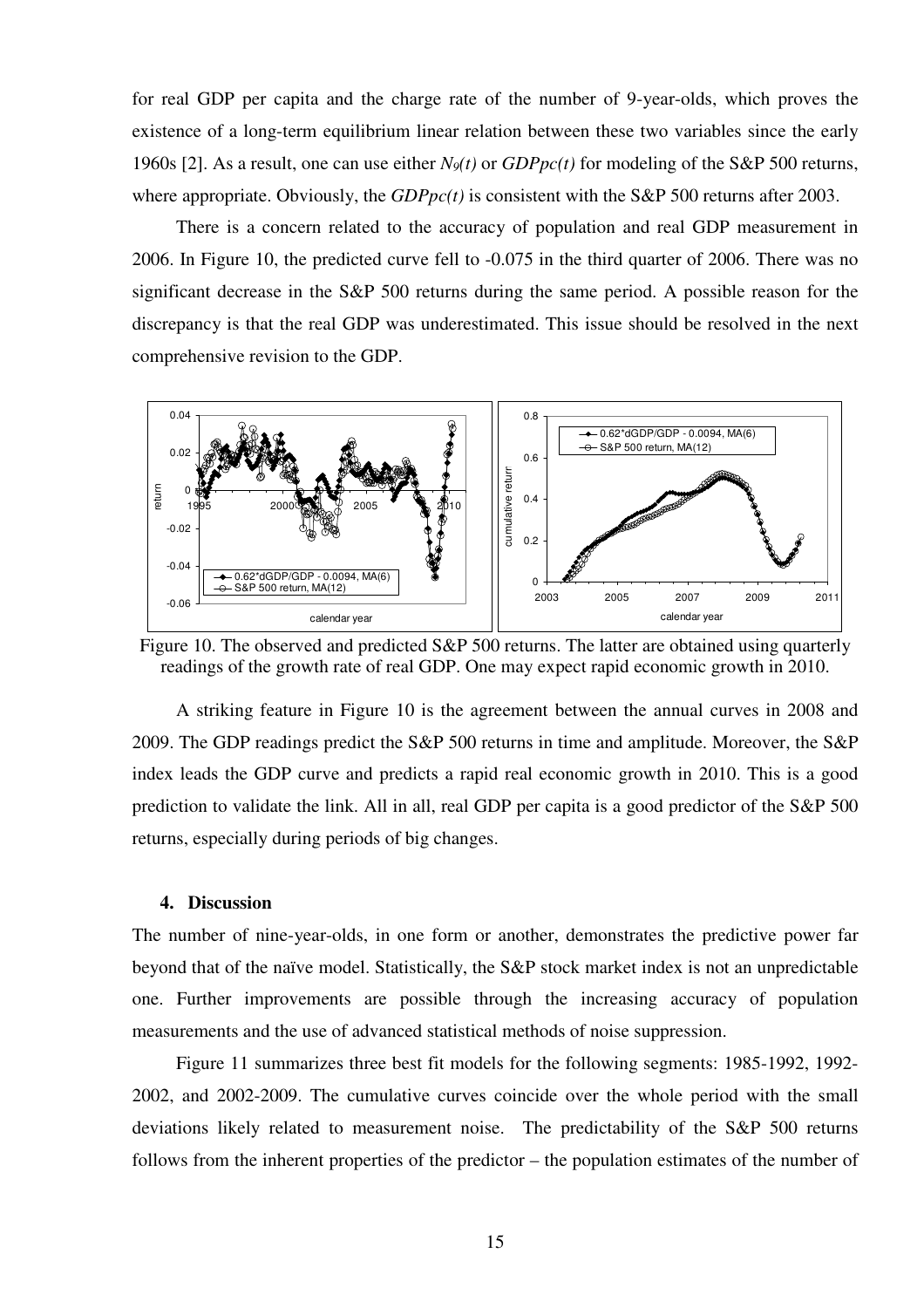for real GDP per capita and the charge rate of the number of 9-year-olds, which proves the existence of a long-term equilibrium linear relation between these two variables since the early 1960s [2]. As a result, one can use either $N_9(t)$ or $GDPpc(t)$ for modeling of the S&P 500 returns, where appropriate. Obviously, the $GDPpc(t)$ is consistent with the S&P 500 returns after 2003.

There is a concern related to the accuracy of population and real GDP measurement in 2006. In Figure 10, the predicted curve fell to -0.075 in the third quarter of 2006. There was no significant decrease in the S&P 500 returns during the same period. A possible reason for the discrepancy is that the real GDP was underestimated. This issue should be resolved in the next comprehensive revision to the GDP.

Figure 10. The observed and predicted S&P 500 returns. The latter are obtained using quarterly readings of the growth rate of real GDP. One may expect rapid economic growth in 2010.

A striking feature in Figure 10 is the agreement between the annual curves in 2008 and 2009. The GDP readings predict the S&P 500 returns in time and amplitude. Moreover, the S&P index leads the GDP curve and predicts a rapid real economic growth in 2010. This is a good prediction to validate the link. All in all, real GDP per capita is a good predictor of the S&P 500 returns, especially during periods of big changes.

## 4. Discussion

The number of nine-year-olds, in one form or another, demonstrates the predictive power far beyond that of the naïve model. Statistically, the S&P stock market index is not an unpredictable one. Further improvements are possible through the increasing accuracy of population measurements and the use of advanced statistical methods of noise suppression.

Figure 11 summarizes three best fit models for the following segments: 1985-1992, 1992-2002, and 2002-2009. The cumulative curves coincide over the whole period with the small deviations likely related to measurement noise. The predictability of the S&P 500 returns follows from the inherent properties of the predictor – the population estimates of the number of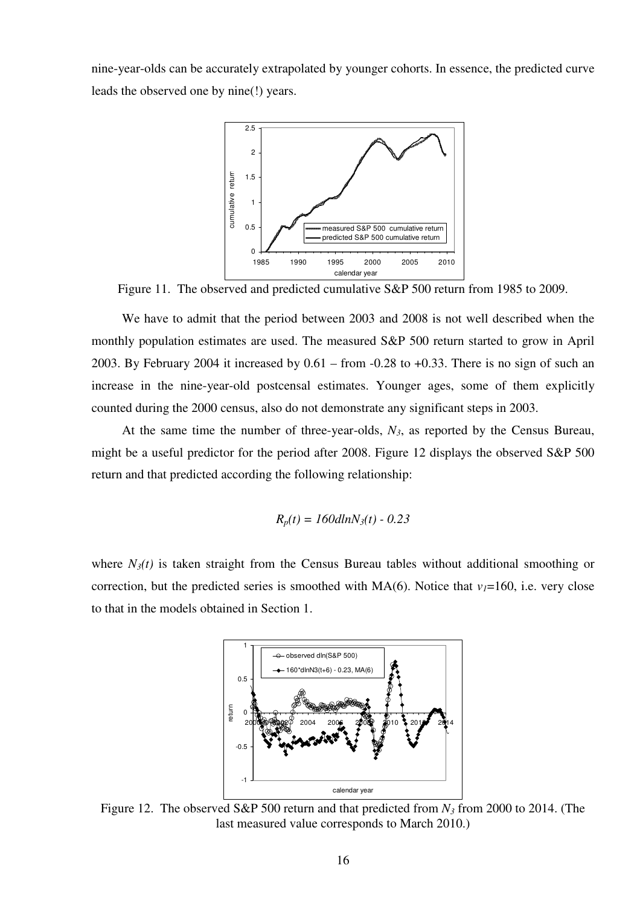nine-year-olds can be accurately extrapolated by younger cohorts. In essence, the predicted curve leads the observed one by nine(!) years.

Figure 11. The observed and predicted cumulative S&P 500 return from 1985 to 2009.

We have to admit that the period between 2003 and 2008 is not well described when the monthly population estimates are used. The measured S&P 500 return started to grow in April 2003. By February 2004 it increased by 0.61 – from -0.28 to +0.33. There is no sign of such an increase in the nine-year-old postcensal estimates. Younger ages, some of them explicitly counted during the 2000 census, also do not demonstrate any significant steps in 2003.

At the same time the number of three-year-olds, $N_3$, as reported by the Census Bureau, might be a useful predictor for the period after 2008. Figure 12 displays the observed S&P 500 return and that predicted according the following relationship:

$$R_p(t) = 160dlnN_3(t) - 0.23$$

where $N_3(t)$ is taken straight from the Census Bureau tables without additional smoothing or correction, but the predicted series is smoothed with MA(6). Notice that $v_1$=160, i.e. very close to that in the models obtained in Section 1.

Figure 12. The observed S&P 500 return and that predicted from $N_3$ from 2000 to 2014. (The last measured value corresponds to March 2010.)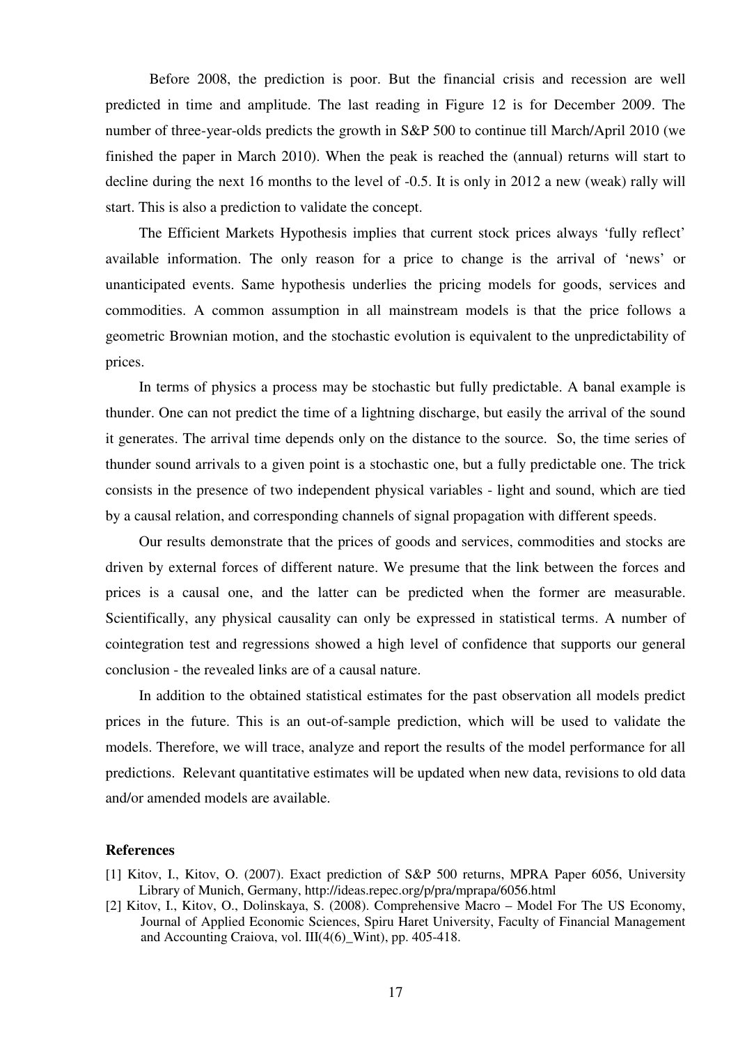Before 2008, the prediction is poor. But the financial crisis and recession are well predicted in time and amplitude. The last reading in Figure 12 is for December 2009. The number of three-year-olds predicts the growth in S&P 500 to continue till March/April 2010 (we finished the paper in March 2010). When the peak is reached the (annual) returns will start to decline during the next 16 months to the level of -0.5. It is only in 2012 a new (weak) rally will start. This is also a prediction to validate the concept.

The Efficient Markets Hypothesis implies that current stock prices always 'fully reflect' available information. The only reason for a price to change is the arrival of 'news' or unanticipated events. Same hypothesis underlies the pricing models for goods, services and commodities. A common assumption in all mainstream models is that the price follows a geometric Brownian motion, and the stochastic evolution is equivalent to the unpredictability of prices.

In terms of physics a process may be stochastic but fully predictable. A banal example is thunder. One can not predict the time of a lightning discharge, but easily the arrival of the sound it generates. The arrival time depends only on the distance to the source. So, the time series of thunder sound arrivals to a given point is a stochastic one, but a fully predictable one. The trick consists in the presence of two independent physical variables - light and sound, which are tied by a causal relation, and corresponding channels of signal propagation with different speeds.

Our results demonstrate that the prices of goods and services, commodities and stocks are driven by external forces of different nature. We presume that the link between the forces and prices is a causal one, and the latter can be predicted when the former are measurable. Scientifically, any physical causality can only be expressed in statistical terms. A number of cointegration test and regressions showed a high level of confidence that supports our general conclusion - the revealed links are of a causal nature.

In addition to the obtained statistical estimates for the past observation all models predict prices in the future. This is an out-of-sample prediction, which will be used to validate the models. Therefore, we will trace, analyze and report the results of the model performance for all predictions. Relevant quantitative estimates will be updated when new data, revisions to old data and/or amended models are available.

**References**

[1] Kitov, I., Kitov, O. (2007). Exact prediction of S&P 500 returns, MPRA Paper 6056, University Library of Munich, Germany, http://ideas.repec.org/p/pra/mprapa/6056.html

[2] Kitov, I., Kitov, O., Dolinskaya, S. (2008). Comprehensive Macro – Model For The US Economy, Journal of Applied Economic Sciences, Spiru Haret University, Faculty of Financial Management and Accounting Craiova, vol. III(4(6)_Wint), pp. 405-418.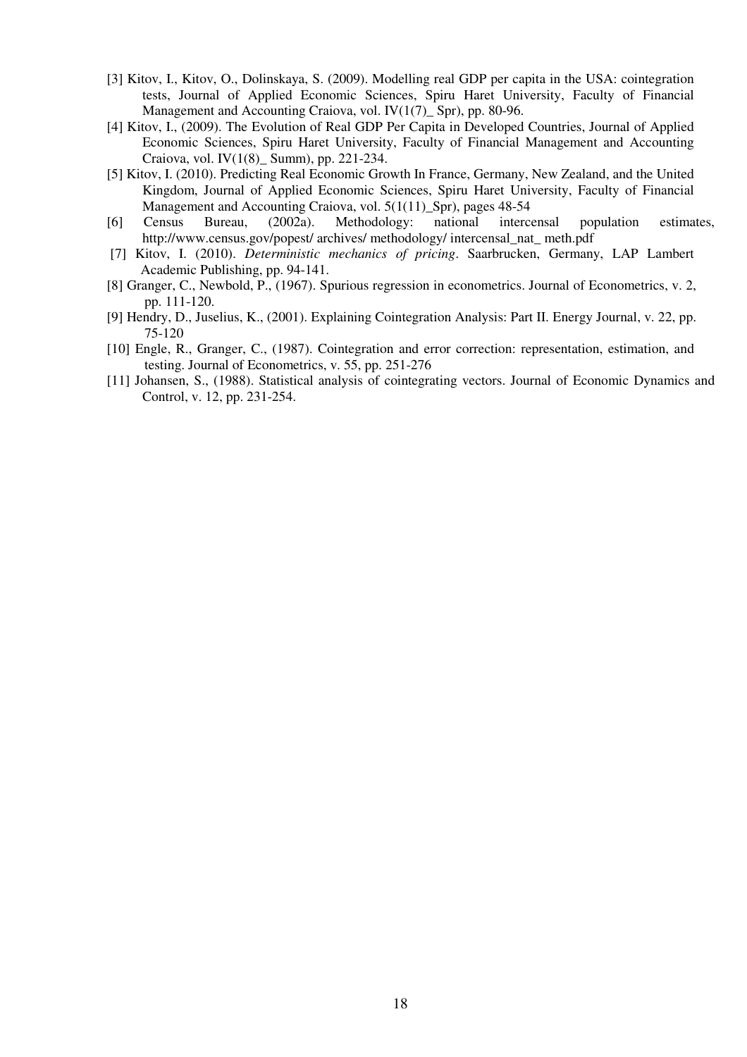[3] Kitov, I., Kitov, O., Dolinskaya, S. (2009). Modelling real GDP per capita in the USA: cointegration tests, Journal of Applied Economic Sciences, Spiru Haret University, Faculty of Financial Management and Accounting Craiova, vol. IV(1(7)_ Spr), pp. 80-96.

[4] Kitov, I., (2009). The Evolution of Real GDP Per Capita in Developed Countries, Journal of Applied Economic Sciences, Spiru Haret University, Faculty of Financial Management and Accounting Craiova, vol. IV(1(8)_ Summ), pp. 221-234.

[5] Kitov, I. (2010). Predicting Real Economic Growth In France, Germany, New Zealand, and the United Kingdom, Journal of Applied Economic Sciences, Spiru Haret University, Faculty of Financial Management and Accounting Craiova, vol. 5(1(11)_Spr), pages 48-54

[6] Census Bureau, (2002a). Methodology: national intercensal population estimates, http://www.census.gov/popest/ archives/ methodology/ intercensal_nat_ meth.pdf

[7] Kitov, I. (2010). *Deterministic mechanics of pricing*. Saarbrucken, Germany, LAP Lambert Academic Publishing, pp. 94-141.

[8] Granger, C., Newbold, P., (1967). Spurious regression in econometrics. Journal of Econometrics, v. 2, pp. 111-120.

[9] Hendry, D., Juselius, K., (2001). Explaining Cointegration Analysis: Part II. Energy Journal, v. 22, pp. 75-120

[10] Engle, R., Granger, C., (1987). Cointegration and error correction: representation, estimation, and testing. Journal of Econometrics, v. 55, pp. 251-276

[11] Johansen, S., (1988). Statistical analysis of cointegrating vectors. Journal of Economic Dynamics and Control, v. 12, pp. 231-254.